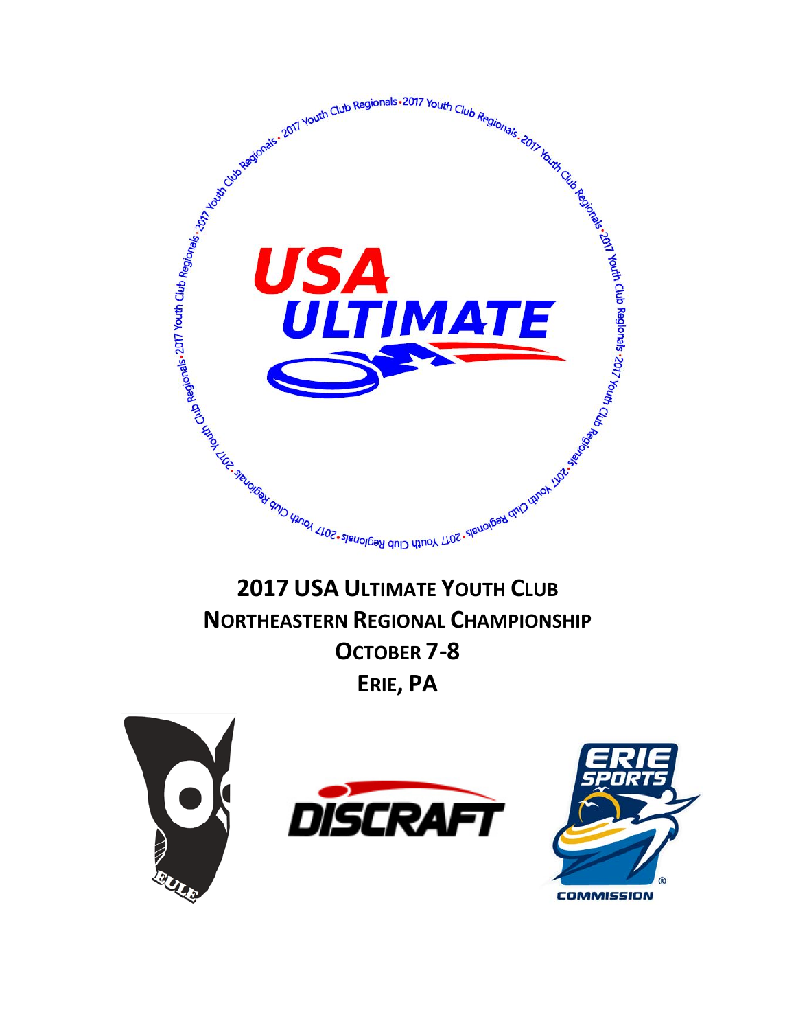# 2017 USA Ultimate Youth Club Northeastern Regional Championship

## October 7-8

## Erie, PA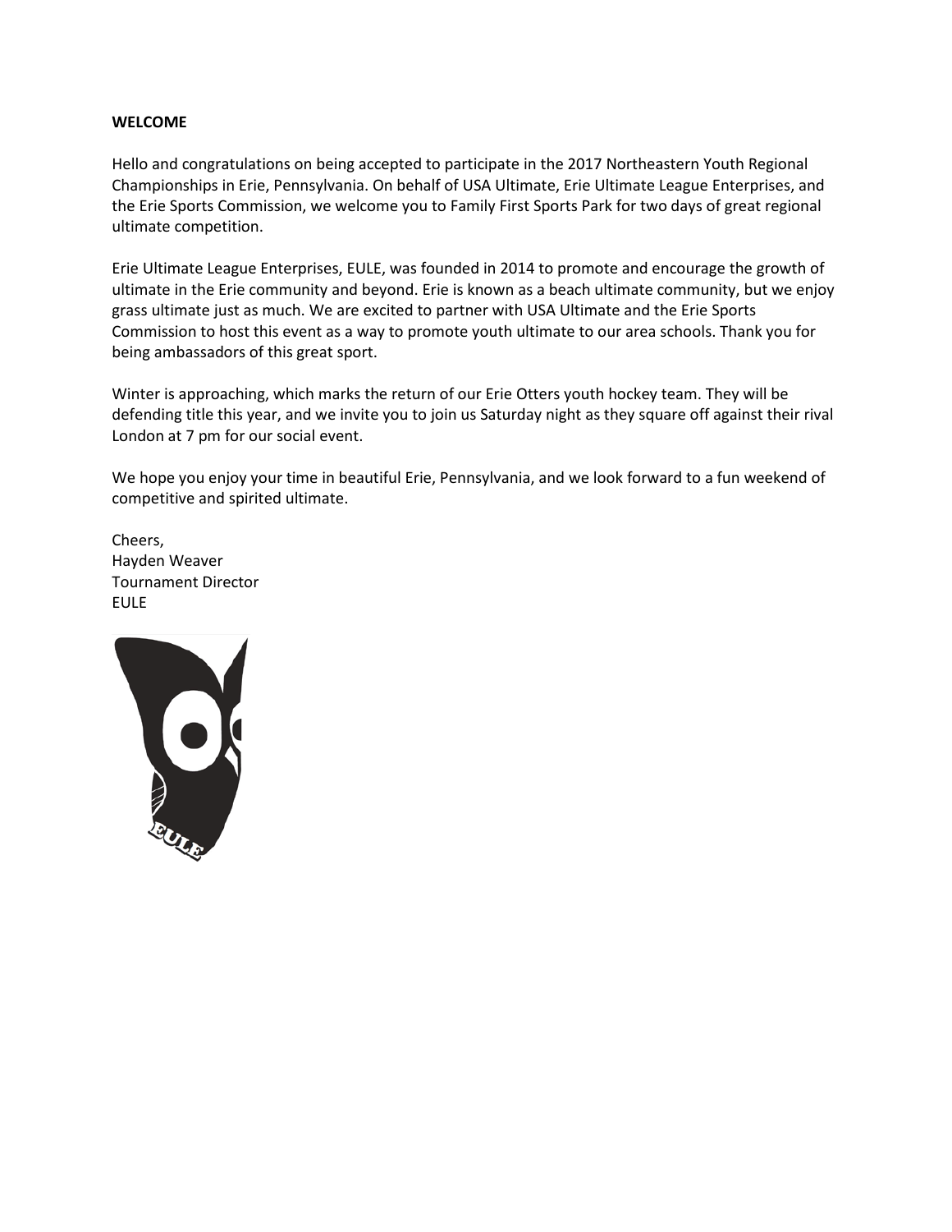**WELCOME**

Hello and congratulations on being accepted to participate in the 2017 Northeastern Youth Regional Championships in Erie, Pennsylvania. On behalf of USA Ultimate, Erie Ultimate League Enterprises, and the Erie Sports Commission, we welcome you to Family First Sports Park for two days of great regional ultimate competition.

Erie Ultimate League Enterprises, EULE, was founded in 2014 to promote and encourage the growth of ultimate in the Erie community and beyond. Erie is known as a beach ultimate community, but we enjoy grass ultimate just as much. We are excited to partner with USA Ultimate and the Erie Sports Commission to host this event as a way to promote youth ultimate to our area schools. Thank you for being ambassadors of this great sport.

Winter is approaching, which marks the return of our Erie Otters youth hockey team. They will be defending title this year, and we invite you to join us Saturday night as they square off against their rival London at 7 pm for our social event.

We hope you enjoy your time in beautiful Erie, Pennsylvania, and we look forward to a fun weekend of competitive and spirited ultimate.

Cheers,
Hayden Weaver
Tournament Director
EULE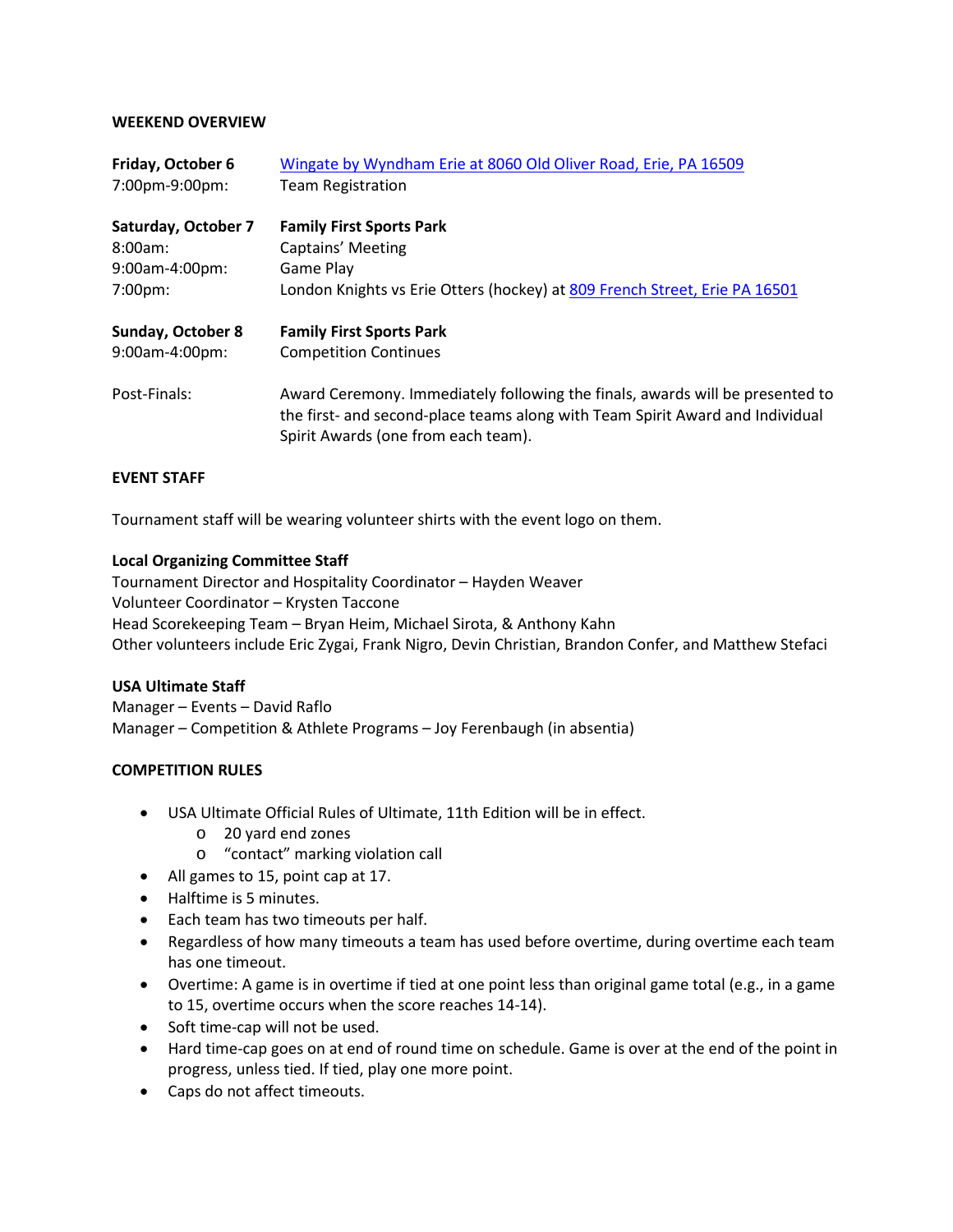**WEEKEND OVERVIEW**

| | |
|---|---|
| **Friday, October 6** | [Wingate by Wyndham Erie at 8060 Old Oliver Road, Erie, PA 16509]() |
| 7:00pm-9:00pm: | Team Registration |
| **Saturday, October 7** | **Family First Sports Park** |
| 8:00am: | Captains' Meeting |
| 9:00am-4:00pm: | Game Play |
| 7:00pm: | London Knights vs Erie Otters (hockey) at [809 French Street, Erie PA 16501]() |
| **Sunday, October 8** | **Family First Sports Park** |
| 9:00am-4:00pm: | Competition Continues |
| Post-Finals: | Award Ceremony. Immediately following the finals, awards will be presented to the first- and second-place teams along with Team Spirit Award and Individual Spirit Awards (one from each team). |

**EVENT STAFF**

Tournament staff will be wearing volunteer shirts with the event logo on them.

**Local Organizing Committee Staff**
Tournament Director and Hospitality Coordinator – Hayden Weaver
Volunteer Coordinator – Krysten Taccone
Head Scorekeeping Team – Bryan Heim, Michael Sirota, & Anthony Kahn
Other volunteers include Eric Zygai, Frank Nigro, Devin Christian, Brandon Confer, and Matthew Stefaci

**USA Ultimate Staff**
Manager – Events – David Raflo
Manager – Competition & Athlete Programs – Joy Ferenbaugh (in absentia)

**COMPETITION RULES**

- USA Ultimate Official Rules of Ultimate, 11th Edition will be in effect.
  - 20 yard end zones
  - "contact" marking violation call
- All games to 15, point cap at 17.
- Halftime is 5 minutes.
- Each team has two timeouts per half.
- Regardless of how many timeouts a team has used before overtime, during overtime each team has one timeout.
- Overtime: A game is in overtime if tied at one point less than original game total (e.g., in a game to 15, overtime occurs when the score reaches 14-14).
- Soft time-cap will not be used.
- Hard time-cap goes on at end of round time on schedule. Game is over at the end of the point in progress, unless tied. If tied, play one more point.
- Caps do not affect timeouts.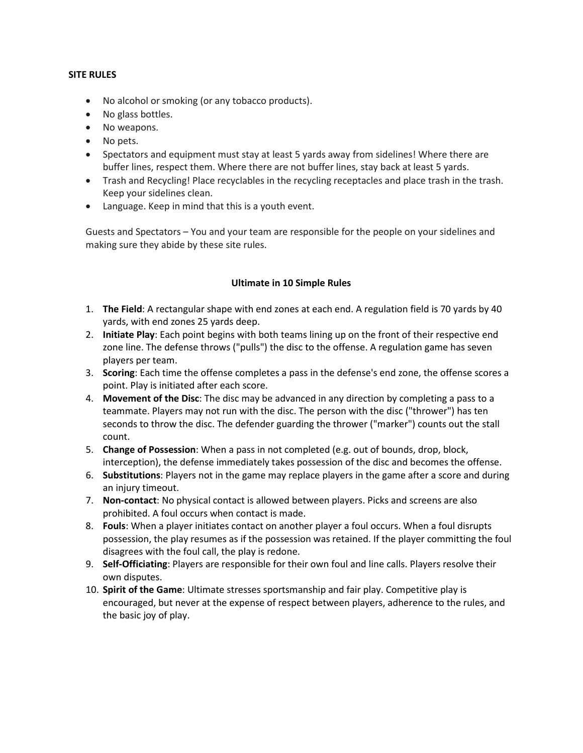## SITE RULES

- No alcohol or smoking (or any tobacco products).
- No glass bottles.
- No weapons.
- No pets.
- Spectators and equipment must stay at least 5 yards away from sidelines! Where there are buffer lines, respect them. Where there are not buffer lines, stay back at least 5 yards.
- Trash and Recycling! Place recyclables in the recycling receptacles and place trash in the trash. Keep your sidelines clean.
- Language. Keep in mind that this is a youth event.

Guests and Spectators – You and your team are responsible for the people on your sidelines and making sure they abide by these site rules.

## Ultimate in 10 Simple Rules

1. **The Field**: A rectangular shape with end zones at each end. A regulation field is 70 yards by 40 yards, with end zones 25 yards deep.
2. **Initiate Play**: Each point begins with both teams lining up on the front of their respective end zone line. The defense throws ("pulls") the disc to the offense. A regulation game has seven players per team.
3. **Scoring**: Each time the offense completes a pass in the defense's end zone, the offense scores a point. Play is initiated after each score.
4. **Movement of the Disc**: The disc may be advanced in any direction by completing a pass to a teammate. Players may not run with the disc. The person with the disc ("thrower") has ten seconds to throw the disc. The defender guarding the thrower ("marker") counts out the stall count.
5. **Change of Possession**: When a pass in not completed (e.g. out of bounds, drop, block, interception), the defense immediately takes possession of the disc and becomes the offense.
6. **Substitutions**: Players not in the game may replace players in the game after a score and during an injury timeout.
7. **Non-contact**: No physical contact is allowed between players. Picks and screens are also prohibited. A foul occurs when contact is made.
8. **Fouls**: When a player initiates contact on another player a foul occurs. When a foul disrupts possession, the play resumes as if the possession was retained. If the player committing the foul disagrees with the foul call, the play is redone.
9. **Self-Officiating**: Players are responsible for their own foul and line calls. Players resolve their own disputes.
10. **Spirit of the Game**: Ultimate stresses sportsmanship and fair play. Competitive play is encouraged, but never at the expense of respect between players, adherence to the rules, and the basic joy of play.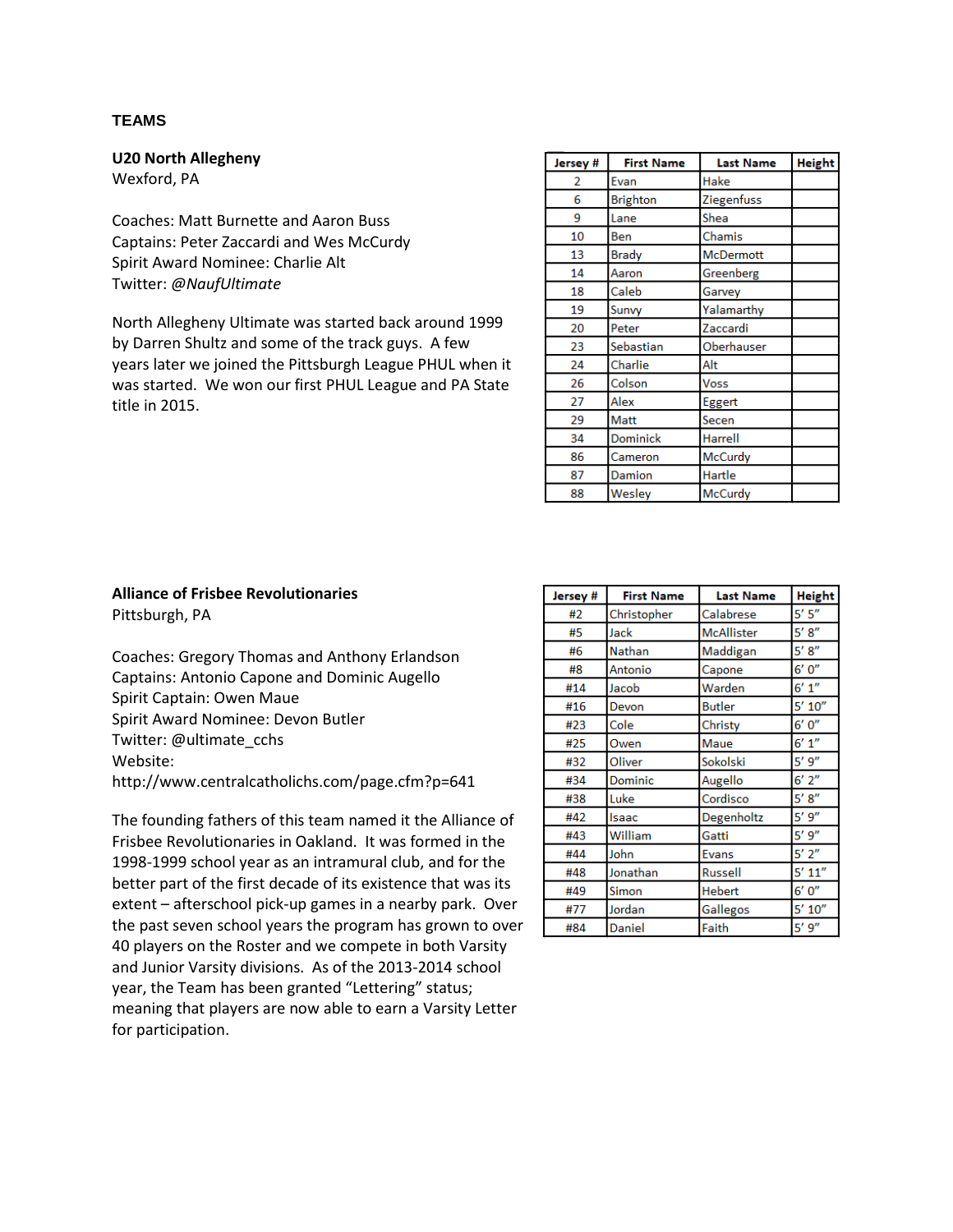# TEAMS

## U20 North Allegheny

Wexford, PA

Coaches: Matt Burnette and Aaron Buss
Captains: Peter Zaccardi and Wes McCurdy
Spirit Award Nominee: Charlie Alt
Twitter: *@NaufUltimate*

North Allegheny Ultimate was started back around 1999 by Darren Shultz and some of the track guys. A few years later we joined the Pittsburgh League PHUL when it was started. We won our first PHUL League and PA State title in 2015.

| Jersey # | First Name | Last Name | Height |
|---|---|---|---|
| 2 | Evan | Hake | |
| 6 | Brighton | Ziegenfuss | |
| 9 | Lane | Shea | |
| 10 | Ben | Chamis | |
| 13 | Brady | McDermott | |
| 14 | Aaron | Greenberg | |
| 18 | Caleb | Garvey | |
| 19 | Sunvy | Yalamarthy | |
| 20 | Peter | Zaccardi | |
| 23 | Sebastian | Oberhauser | |
| 24 | Charlie | Alt | |
| 26 | Colson | Voss | |
| 27 | Alex | Eggert | |
| 29 | Matt | Secen | |
| 34 | Dominick | Harrell | |
| 86 | Cameron | McCurdy | |
| 87 | Damion | Hartle | |
| 88 | Wesley | McCurdy | |

## Alliance of Frisbee Revolutionaries

Pittsburgh, PA

Coaches: Gregory Thomas and Anthony Erlandson
Captains: Antonio Capone and Dominic Augello
Spirit Captain: Owen Maue
Spirit Award Nominee: Devon Butler
Twitter: @ultimate_cchs
Website: http://www.centralcatholichs.com/page.cfm?p=641

The founding fathers of this team named it the Alliance of Frisbee Revolutionaries in Oakland. It was formed in the 1998-1999 school year as an intramural club, and for the better part of the first decade of its existence that was its extent – afterschool pick-up games in a nearby park. Over the past seven school years the program has grown to over 40 players on the Roster and we compete in both Varsity and Junior Varsity divisions. As of the 2013-2014 school year, the Team has been granted "Lettering" status; meaning that players are now able to earn a Varsity Letter for participation.

| Jersey # | First Name | Last Name | Height |
|---|---|---|---|
| #2 | Christopher | Calabrese | 5' 5" |
| #5 | Jack | McAllister | 5' 8" |
| #6 | Nathan | Maddigan | 5' 8" |
| #8 | Antonio | Capone | 6' 0" |
| #14 | Jacob | Warden | 6' 1" |
| #16 | Devon | Butler | 5' 10" |
| #23 | Cole | Christy | 6' 0" |
| #25 | Owen | Maue | 6' 1" |
| #32 | Oliver | Sokolski | 5' 9" |
| #34 | Dominic | Augello | 6' 2" |
| #38 | Luke | Cordisco | 5' 8" |
| #42 | Isaac | Degenholtz | 5' 9" |
| #43 | William | Gatti | 5' 9" |
| #44 | John | Evans | 5' 2" |
| #48 | Jonathan | Russell | 5' 11" |
| #49 | Simon | Hebert | 6' 0" |
| #77 | Jordan | Gallegos | 5' 10" |
| #84 | Daniel | Faith | 5' 9" |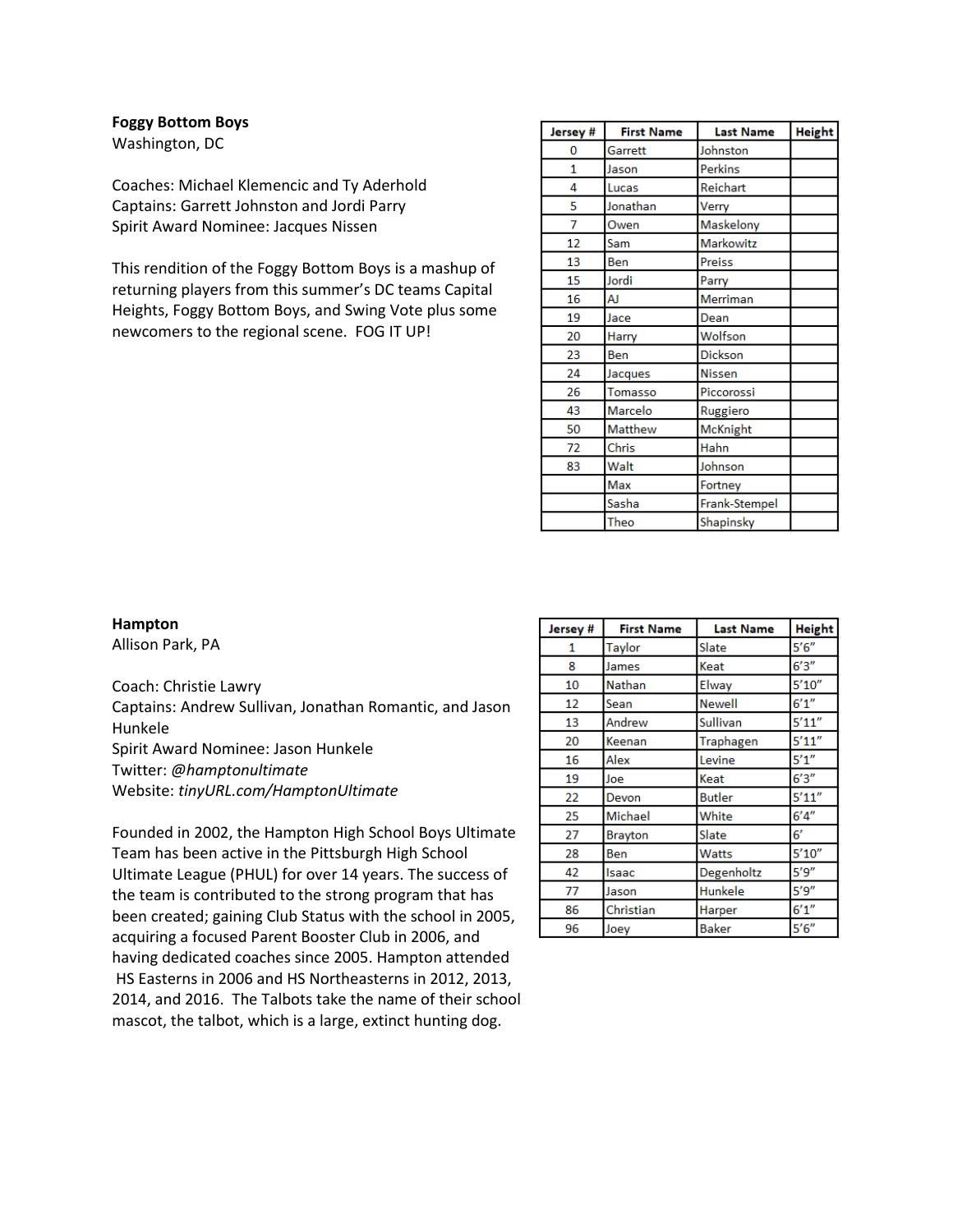**Foggy Bottom Boys**
Washington, DC

Coaches: Michael Klemencic and Ty Aderhold
Captains: Garrett Johnston and Jordi Parry
Spirit Award Nominee: Jacques Nissen

This rendition of the Foggy Bottom Boys is a mashup of returning players from this summer's DC teams Capital Heights, Foggy Bottom Boys, and Swing Vote plus some newcomers to the regional scene. FOG IT UP!

| Jersey # | First Name | Last Name | Height |
|---|---|---|---|
| 0 | Garrett | Johnston | |
| 1 | Jason | Perkins | |
| 4 | Lucas | Reichart | |
| 5 | Jonathan | Verry | |
| 7 | Owen | Maskelony | |
| 12 | Sam | Markowitz | |
| 13 | Ben | Preiss | |
| 15 | Jordi | Parry | |
| 16 | AJ | Merriman | |
| 19 | Jace | Dean | |
| 20 | Harry | Wolfson | |
| 23 | Ben | Dickson | |
| 24 | Jacques | Nissen | |
| 26 | Tomasso | Piccorossi | |
| 43 | Marcelo | Ruggiero | |
| 50 | Matthew | McKnight | |
| 72 | Chris | Hahn | |
| 83 | Walt | Johnson | |
| | Max | Fortney | |
| | Sasha | Frank-Stempel | |
| | Theo | Shapinsky | |

**Hampton**
Allison Park, PA

Coach: Christie Lawry
Captains: Andrew Sullivan, Jonathan Romantic, and Jason Hunkele
Spirit Award Nominee: Jason Hunkele
Twitter: *@hamptonultimate*
Website: *tinyURL.com/HamptonUltimate*

Founded in 2002, the Hampton High School Boys Ultimate Team has been active in the Pittsburgh High School Ultimate League (PHUL) for over 14 years. The success of the team is contributed to the strong program that has been created; gaining Club Status with the school in 2005, acquiring a focused Parent Booster Club in 2006, and having dedicated coaches since 2005. Hampton attended HS Easterns in 2006 and HS Northeasterns in 2012, 2013, 2014, and 2016. The Talbots take the name of their school mascot, the talbot, which is a large, extinct hunting dog.

| Jersey # | First Name | Last Name | Height |
|---|---|---|---|
| 1 | Taylor | Slate | 5'6" |
| 8 | James | Keat | 6'3" |
| 10 | Nathan | Elway | 5'10" |
| 12 | Sean | Newell | 6'1" |
| 13 | Andrew | Sullivan | 5'11" |
| 20 | Keenan | Traphagen | 5'11" |
| 16 | Alex | Levine | 5'1" |
| 19 | Joe | Keat | 6'3" |
| 22 | Devon | Butler | 5'11" |
| 25 | Michael | White | 6'4" |
| 27 | Brayton | Slate | 6' |
| 28 | Ben | Watts | 5'10" |
| 42 | Isaac | Degenholtz | 5'9" |
| 77 | Jason | Hunkele | 5'9" |
| 86 | Christian | Harper | 6'1" |
| 96 | Joey | Baker | 5'6" |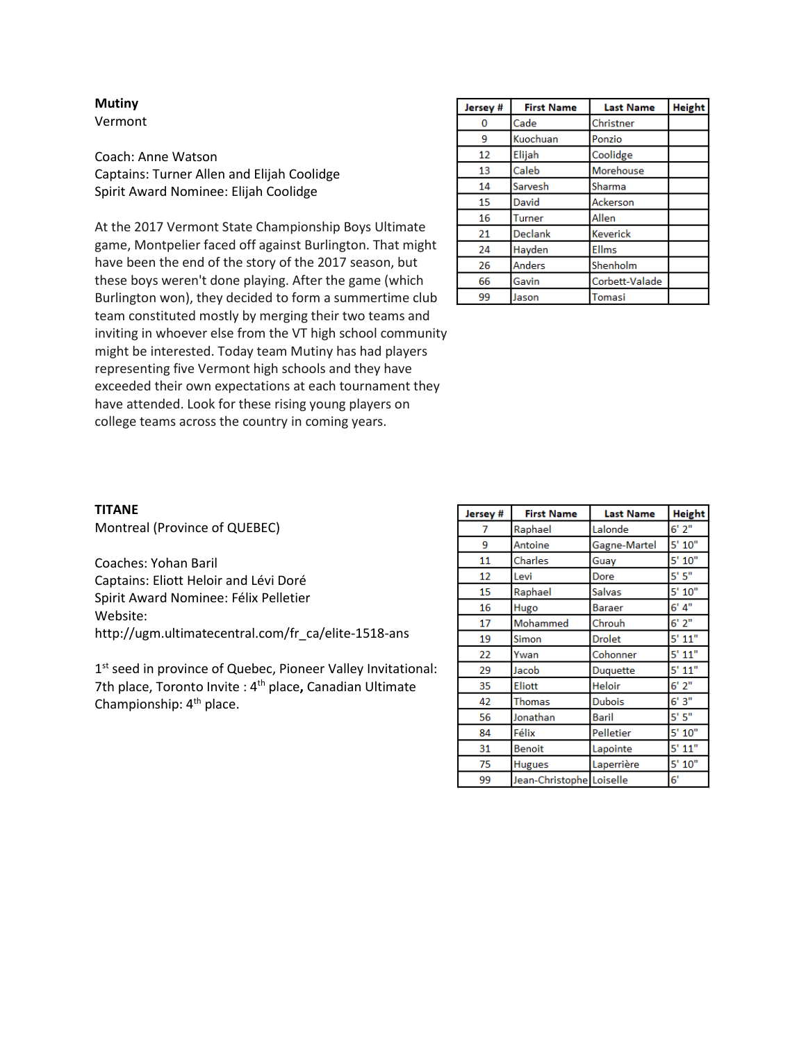**Mutiny**
Vermont

Coach: Anne Watson
Captains: Turner Allen and Elijah Coolidge
Spirit Award Nominee: Elijah Coolidge

At the 2017 Vermont State Championship Boys Ultimate game, Montpelier faced off against Burlington. That might have been the end of the story of the 2017 season, but these boys weren't done playing. After the game (which Burlington won), they decided to form a summertime club team constituted mostly by merging their two teams and inviting in whoever else from the VT high school community might be interested. Today team Mutiny has had players representing five Vermont high schools and they have exceeded their own expectations at each tournament they have attended. Look for these rising young players on college teams across the country in coming years.

| Jersey # | First Name | Last Name | Height |
|---|---|---|---|
| 0 | Cade | Christner | |
| 9 | Kuochuan | Ponzio | |
| 12 | Elijah | Coolidge | |
| 13 | Caleb | Morehouse | |
| 14 | Sarvesh | Sharma | |
| 15 | David | Ackerson | |
| 16 | Turner | Allen | |
| 21 | Declank | Keverick | |
| 24 | Hayden | Ellms | |
| 26 | Anders | Shenholm | |
| 66 | Gavin | Corbett-Valade | |
| 99 | Jason | Tomasi | |

**TITANE**
Montreal (Province of QUEBEC)

Coaches: Yohan Baril
Captains: Eliott Heloir and Lévi Doré
Spirit Award Nominee: Félix Pelletier
Website:
http://ugm.ultimatecentral.com/fr_ca/elite-1518-ans

1st seed in province of Quebec, Pioneer Valley Invitational: 7th place, Toronto Invite : 4th place**,** Canadian Ultimate Championship: 4th place.

| Jersey # | First Name | Last Name | Height |
|---|---|---|---|
| 7 | Raphael | Lalonde | 6' 2" |
| 9 | Antoine | Gagne-Martel | 5' 10" |
| 11 | Charles | Guay | 5' 10" |
| 12 | Levi | Dore | 5' 5" |
| 15 | Raphael | Salvas | 5' 10" |
| 16 | Hugo | Baraer | 6' 4" |
| 17 | Mohammed | Chrouh | 6' 2" |
| 19 | Simon | Drolet | 5' 11" |
| 22 | Ywan | Cohonner | 5' 11" |
| 29 | Jacob | Duquette | 5' 11" |
| 35 | Eliott | Heloir | 6' 2" |
| 42 | Thomas | Dubois | 6' 3" |
| 56 | Jonathan | Baril | 5' 5" |
| 84 | Félix | Pelletier | 5' 10" |
| 31 | Benoit | Lapointe | 5' 11" |
| 75 | Hugues | Laperrière | 5' 10" |
| 99 | Jean-Christophe | Loiselle | 6' |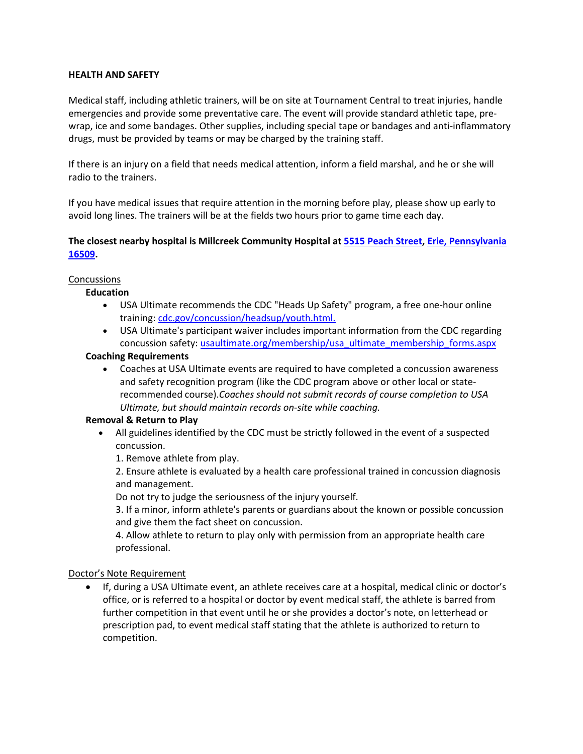## HEALTH AND SAFETY

Medical staff, including athletic trainers, will be on site at Tournament Central to treat injuries, handle emergencies and provide some preventative care. The event will provide standard athletic tape, pre-wrap, ice and some bandages. Other supplies, including special tape or bandages and anti-inflammatory drugs, must be provided by teams or may be charged by the training staff.

If there is an injury on a field that needs medical attention, inform a field marshal, and he or she will radio to the trainers.

If you have medical issues that require attention in the morning before play, please show up early to avoid long lines. The trainers will be at the fields two hours prior to game time each day.

**The closest nearby hospital is Millcreek Community Hospital at 5515 Peach Street, Erie, Pennsylvania 16509.**

### Concussions

**Education**

- USA Ultimate recommends the CDC "Heads Up Safety" program, a free one-hour online training: cdc.gov/concussion/headsup/youth.html.
- USA Ultimate's participant waiver includes important information from the CDC regarding concussion safety: usaultimate.org/membership/usa_ultimate_membership_forms.aspx

**Coaching Requirements**

- Coaches at USA Ultimate events are required to have completed a concussion awareness and safety recognition program (like the CDC program above or other local or state-recommended course).*Coaches should not submit records of course completion to USA Ultimate, but should maintain records on-site while coaching.*

**Removal & Return to Play**

- All guidelines identified by the CDC must be strictly followed in the event of a suspected concussion.

  1. Remove athlete from play.
  2. Ensure athlete is evaluated by a health care professional trained in concussion diagnosis and management.

     Do not try to judge the seriousness of the injury yourself.
  3. If a minor, inform athlete's parents or guardians about the known or possible concussion and give them the fact sheet on concussion.
  4. Allow athlete to return to play only with permission from an appropriate health care professional.

### Doctor's Note Requirement

- If, during a USA Ultimate event, an athlete receives care at a hospital, medical clinic or doctor's office, or is referred to a hospital or doctor by event medical staff, the athlete is barred from further competition in that event until he or she provides a doctor's note, on letterhead or prescription pad, to event medical staff stating that the athlete is authorized to return to competition.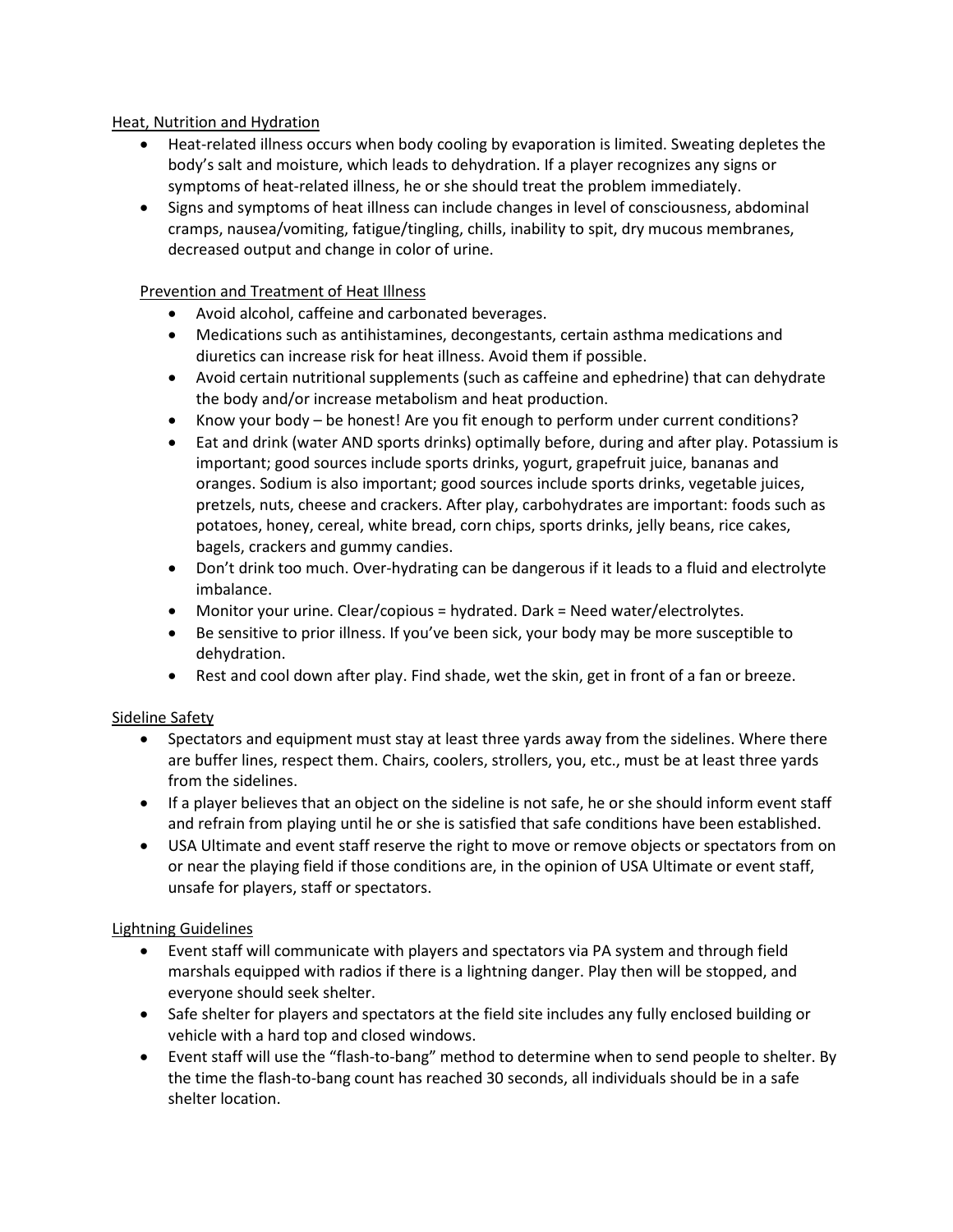<u>Heat, Nutrition and Hydration</u>

- Heat-related illness occurs when body cooling by evaporation is limited. Sweating depletes the body's salt and moisture, which leads to dehydration. If a player recognizes any signs or symptoms of heat-related illness, he or she should treat the problem immediately.
- Signs and symptoms of heat illness can include changes in level of consciousness, abdominal cramps, nausea/vomiting, fatigue/tingling, chills, inability to spit, dry mucous membranes, decreased output and change in color of urine.

<u>Prevention and Treatment of Heat Illness</u>

- Avoid alcohol, caffeine and carbonated beverages.
- Medications such as antihistamines, decongestants, certain asthma medications and diuretics can increase risk for heat illness. Avoid them if possible.
- Avoid certain nutritional supplements (such as caffeine and ephedrine) that can dehydrate the body and/or increase metabolism and heat production.
- Know your body – be honest! Are you fit enough to perform under current conditions?
- Eat and drink (water AND sports drinks) optimally before, during and after play. Potassium is important; good sources include sports drinks, yogurt, grapefruit juice, bananas and oranges. Sodium is also important; good sources include sports drinks, vegetable juices, pretzels, nuts, cheese and crackers. After play, carbohydrates are important: foods such as potatoes, honey, cereal, white bread, corn chips, sports drinks, jelly beans, rice cakes, bagels, crackers and gummy candies.
- Don't drink too much. Over-hydrating can be dangerous if it leads to a fluid and electrolyte imbalance.
- Monitor your urine. Clear/copious = hydrated. Dark = Need water/electrolytes.
- Be sensitive to prior illness. If you've been sick, your body may be more susceptible to dehydration.
- Rest and cool down after play. Find shade, wet the skin, get in front of a fan or breeze.

<u>Sideline Safety</u>

- Spectators and equipment must stay at least three yards away from the sidelines. Where there are buffer lines, respect them. Chairs, coolers, strollers, you, etc., must be at least three yards from the sidelines.
- If a player believes that an object on the sideline is not safe, he or she should inform event staff and refrain from playing until he or she is satisfied that safe conditions have been established.
- USA Ultimate and event staff reserve the right to move or remove objects or spectators from on or near the playing field if those conditions are, in the opinion of USA Ultimate or event staff, unsafe for players, staff or spectators.

<u>Lightning Guidelines</u>

- Event staff will communicate with players and spectators via PA system and through field marshals equipped with radios if there is a lightning danger. Play then will be stopped, and everyone should seek shelter.
- Safe shelter for players and spectators at the field site includes any fully enclosed building or vehicle with a hard top and closed windows.
- Event staff will use the "flash-to-bang" method to determine when to send people to shelter. By the time the flash-to-bang count has reached 30 seconds, all individuals should be in a safe shelter location.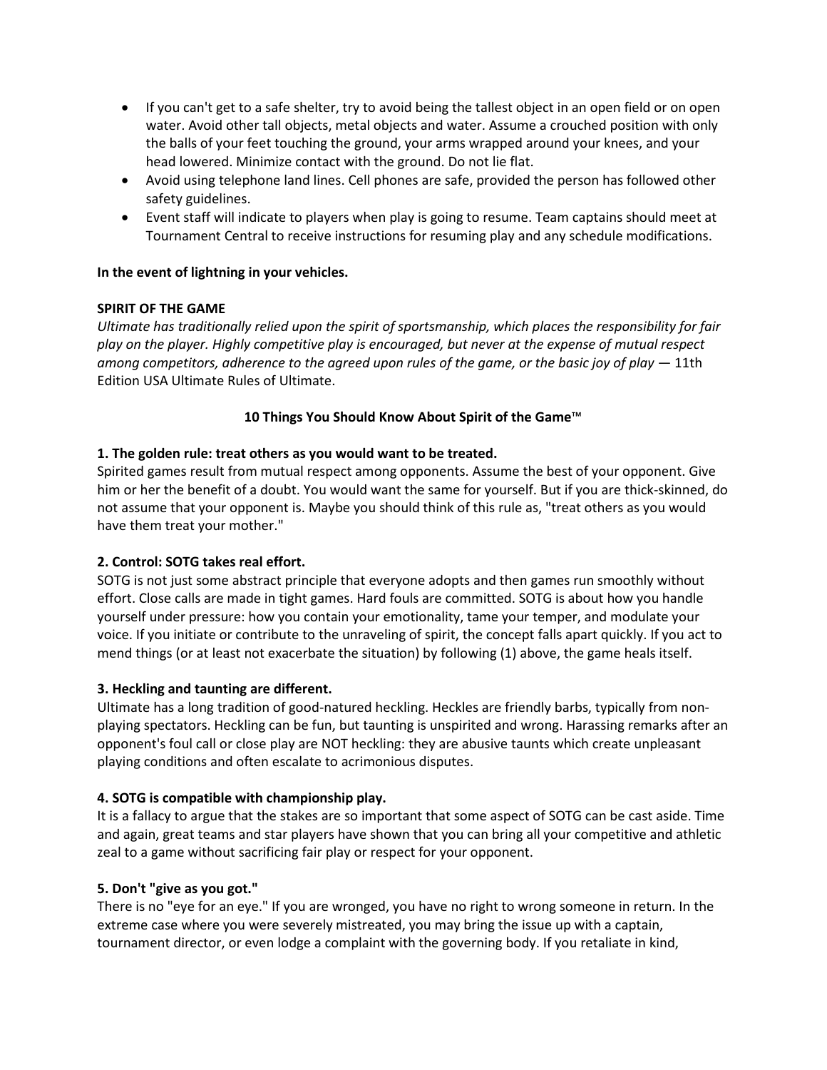- If you can't get to a safe shelter, try to avoid being the tallest object in an open field or on open water. Avoid other tall objects, metal objects and water. Assume a crouched position with only the balls of your feet touching the ground, your arms wrapped around your knees, and your head lowered. Minimize contact with the ground. Do not lie flat.
- Avoid using telephone land lines. Cell phones are safe, provided the person has followed other safety guidelines.
- Event staff will indicate to players when play is going to resume. Team captains should meet at Tournament Central to receive instructions for resuming play and any schedule modifications.

**In the event of lightning in your vehicles.**

**SPIRIT OF THE GAME**

*Ultimate has traditionally relied upon the spirit of sportsmanship, which places the responsibility for fair play on the player. Highly competitive play is encouraged, but never at the expense of mutual respect among competitors, adherence to the agreed upon rules of the game, or the basic joy of play* — 11th Edition USA Ultimate Rules of Ultimate.

**10 Things You Should Know About Spirit of the Game™**

**1. The golden rule: treat others as you would want to be treated.**
Spirited games result from mutual respect among opponents. Assume the best of your opponent. Give him or her the benefit of a doubt. You would want the same for yourself. But if you are thick-skinned, do not assume that your opponent is. Maybe you should think of this rule as, "treat others as you would have them treat your mother."

**2. Control: SOTG takes real effort.**
SOTG is not just some abstract principle that everyone adopts and then games run smoothly without effort. Close calls are made in tight games. Hard fouls are committed. SOTG is about how you handle yourself under pressure: how you contain your emotionality, tame your temper, and modulate your voice. If you initiate or contribute to the unraveling of spirit, the concept falls apart quickly. If you act to mend things (or at least not exacerbate the situation) by following (1) above, the game heals itself.

**3. Heckling and taunting are different.**
Ultimate has a long tradition of good-natured heckling. Heckles are friendly barbs, typically from non-playing spectators. Heckling can be fun, but taunting is unspirited and wrong. Harassing remarks after an opponent's foul call or close play are NOT heckling: they are abusive taunts which create unpleasant playing conditions and often escalate to acrimonious disputes.

**4. SOTG is compatible with championship play.**
It is a fallacy to argue that the stakes are so important that some aspect of SOTG can be cast aside. Time and again, great teams and star players have shown that you can bring all your competitive and athletic zeal to a game without sacrificing fair play or respect for your opponent.

**5. Don't "give as you got."**
There is no "eye for an eye." If you are wronged, you have no right to wrong someone in return. In the extreme case where you were severely mistreated, you may bring the issue up with a captain, tournament director, or even lodge a complaint with the governing body. If you retaliate in kind,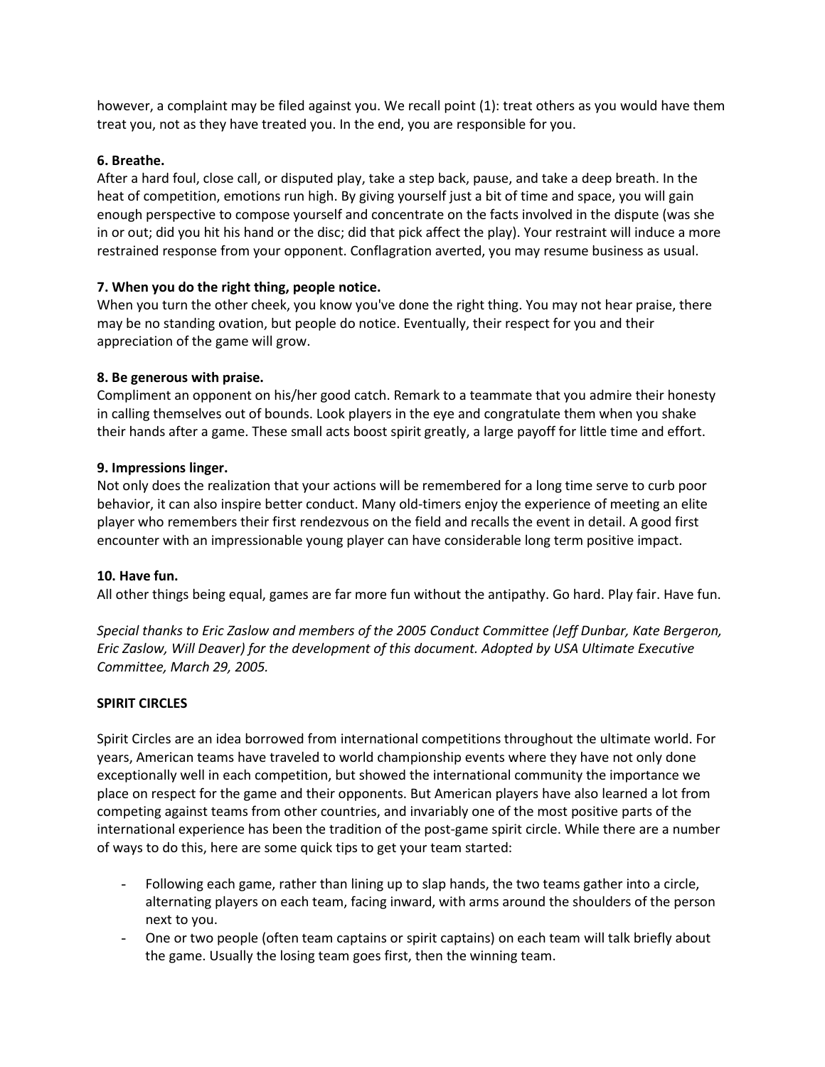however, a complaint may be filed against you. We recall point (1): treat others as you would have them treat you, not as they have treated you. In the end, you are responsible for you.

**6. Breathe.**

After a hard foul, close call, or disputed play, take a step back, pause, and take a deep breath. In the heat of competition, emotions run high. By giving yourself just a bit of time and space, you will gain enough perspective to compose yourself and concentrate on the facts involved in the dispute (was she in or out; did you hit his hand or the disc; did that pick affect the play). Your restraint will induce a more restrained response from your opponent. Conflagration averted, you may resume business as usual.

**7. When you do the right thing, people notice.**

When you turn the other cheek, you know you've done the right thing. You may not hear praise, there may be no standing ovation, but people do notice. Eventually, their respect for you and their appreciation of the game will grow.

**8. Be generous with praise.**

Compliment an opponent on his/her good catch. Remark to a teammate that you admire their honesty in calling themselves out of bounds. Look players in the eye and congratulate them when you shake their hands after a game. These small acts boost spirit greatly, a large payoff for little time and effort.

**9. Impressions linger.**

Not only does the realization that your actions will be remembered for a long time serve to curb poor behavior, it can also inspire better conduct. Many old-timers enjoy the experience of meeting an elite player who remembers their first rendezvous on the field and recalls the event in detail. A good first encounter with an impressionable young player can have considerable long term positive impact.

**10. Have fun.**

All other things being equal, games are far more fun without the antipathy. Go hard. Play fair. Have fun.

*Special thanks to Eric Zaslow and members of the 2005 Conduct Committee (Jeff Dunbar, Kate Bergeron, Eric Zaslow, Will Deaver) for the development of this document. Adopted by USA Ultimate Executive Committee, March 29, 2005.*

**SPIRIT CIRCLES**

Spirit Circles are an idea borrowed from international competitions throughout the ultimate world. For years, American teams have traveled to world championship events where they have not only done exceptionally well in each competition, but showed the international community the importance we place on respect for the game and their opponents. But American players have also learned a lot from competing against teams from other countries, and invariably one of the most positive parts of the international experience has been the tradition of the post-game spirit circle. While there are a number of ways to do this, here are some quick tips to get your team started:

- Following each game, rather than lining up to slap hands, the two teams gather into a circle, alternating players on each team, facing inward, with arms around the shoulders of the person next to you.
- One or two people (often team captains or spirit captains) on each team will talk briefly about the game. Usually the losing team goes first, then the winning team.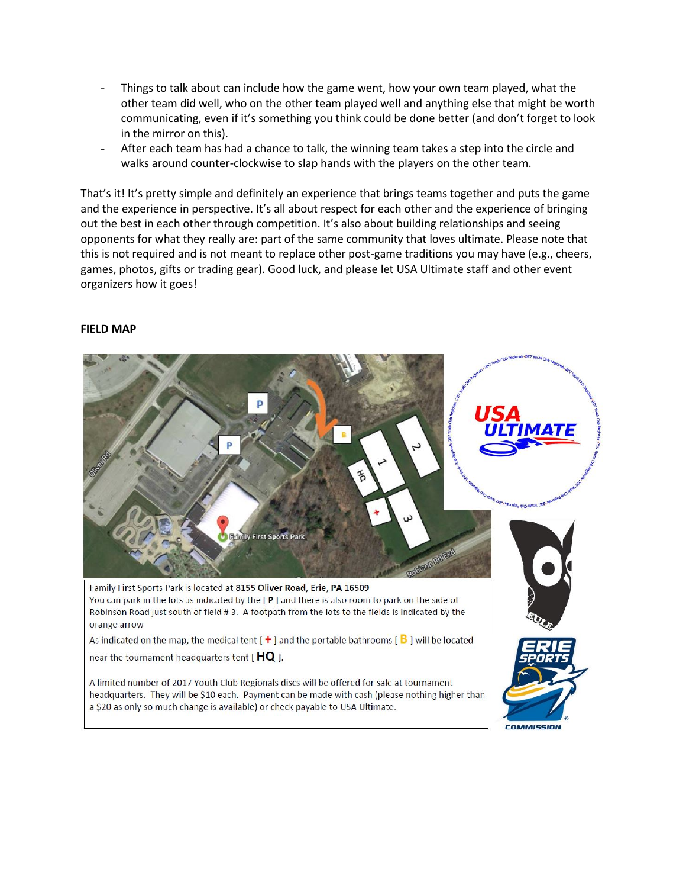- Things to talk about can include how the game went, how your own team played, what the other team did well, who on the other team played well and anything else that might be worth communicating, even if it's something you think could be done better (and don't forget to look in the mirror on this).
- After each team has had a chance to talk, the winning team takes a step into the circle and walks around counter-clockwise to slap hands with the players on the other team.

That's it! It's pretty simple and definitely an experience that brings teams together and puts the game and the experience in perspective. It's all about respect for each other and the experience of bringing out the best in each other through competition. It's also about building relationships and seeing opponents for what they really are: part of the same community that loves ultimate. Please note that this is not required and is not meant to replace other post-game traditions you may have (e.g., cheers, games, photos, gifts or trading gear). Good luck, and please let USA Ultimate staff and other event organizers how it goes!

**FIELD MAP**

Family First Sports Park is located at **8155 Oliver Road, Erie, PA 16509**
You can park in the lots as indicated by the [ P ] and there is also room to park on the side of Robinson Road just south of field # 3. A footpath from the lots to the fields is indicated by the orange arrow

As indicated on the map, the medical tent [ + ] and the portable bathrooms [ B ] will be located near the tournament headquarters tent [ HQ ].

A limited number of 2017 Youth Club Regionals discs will be offered for sale at tournament headquarters. They will be $10 each. Payment can be made with cash (please nothing higher than a $20 as only so much change is available) or check payable to USA Ultimate.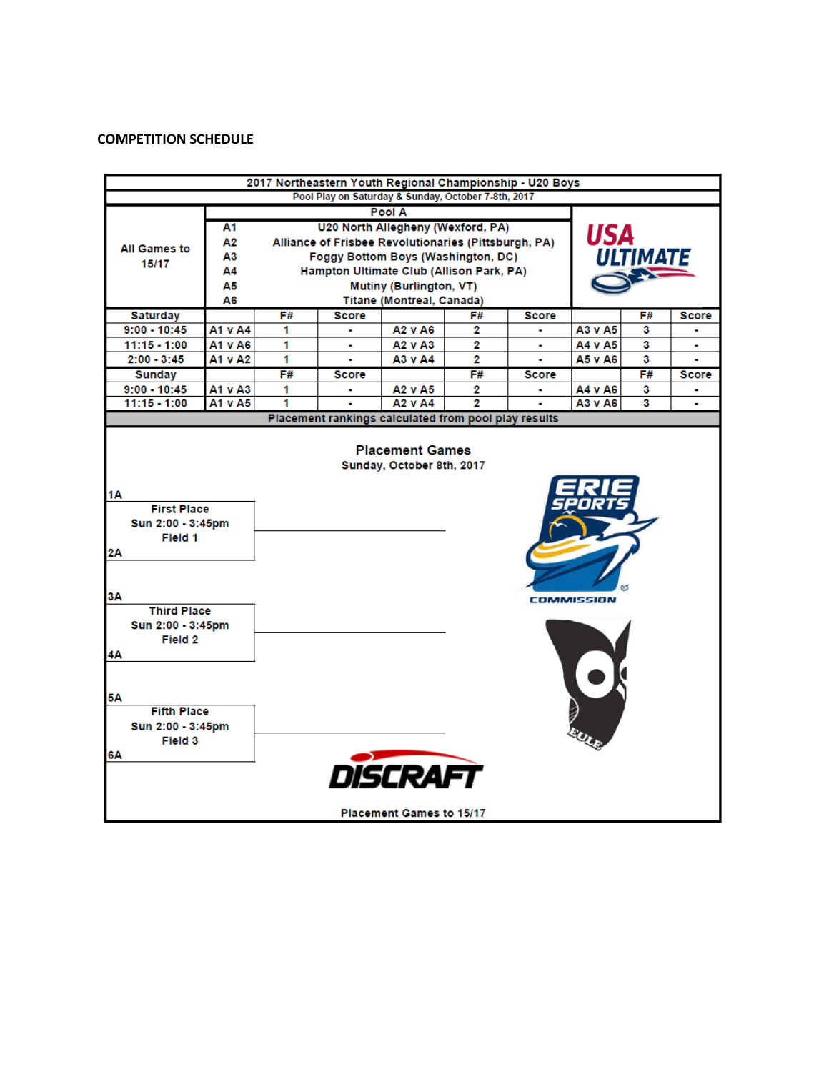**COMPETITION SCHEDULE**

| 2017 Northeastern Youth Regional Championship - U20 Boys | | | | | | | | | |
|---|---|---|---|---|---|---|---|---|---|
| Pool Play on Saturday & Sunday, October 7-8th, 2017 | | | | | | | | | |
| All Games to 15/17 | Pool A | | | | | | | | |
| | A1 | U20 North Allegheny (Wexford, PA) | | | | | | | |
| | A2 | Alliance of Frisbee Revolutionaries (Pittsburgh, PA) | | | | | | | |
| | A3 | Foggy Bottom Boys (Washington, DC) | | | | | | | |
| | A4 | Hampton Ultimate Club (Allison Park, PA) | | | | | | | |
| | A5 | Mutiny (Burlington, VT) | | | | | | | |
| | A6 | Titane (Montreal, Canada) | | | | | | | |
| Saturday | | F# | Score | | F# | Score | | F# | Score |
| 9:00 - 10:45 | A1 v A4 | 1 | - | A2 v A6 | 2 | - | A3 v A5 | 3 | - |
| 11:15 - 1:00 | A1 v A6 | 1 | - | A2 v A3 | 2 | - | A4 v A5 | 3 | - |
| 2:00 - 3:45 | A1 v A2 | 1 | - | A3 v A4 | 2 | - | A5 v A6 | 3 | - |
| Sunday | | F# | Score | | F# | Score | | F# | Score |
| 9:00 - 10:45 | A1 v A3 | 1 | - | A2 v A5 | 2 | - | A4 v A6 | 3 | - |
| 11:15 - 1:00 | A1 v A5 | 1 | - | A2 v A4 | 2 | - | A3 v A6 | 3 | - |
| Placement rankings calculated from pool play results | | | | | | | | | |

**Placement Games**
Sunday, October 8th, 2017

1A
First Place
Sun 2:00 - 3:45pm
Field 1
2A

3A
Third Place
Sun 2:00 - 3:45pm
Field 2
4A

5A
Fifth Place
Sun 2:00 - 3:45pm
Field 3
6A

Placement Games to 15/17